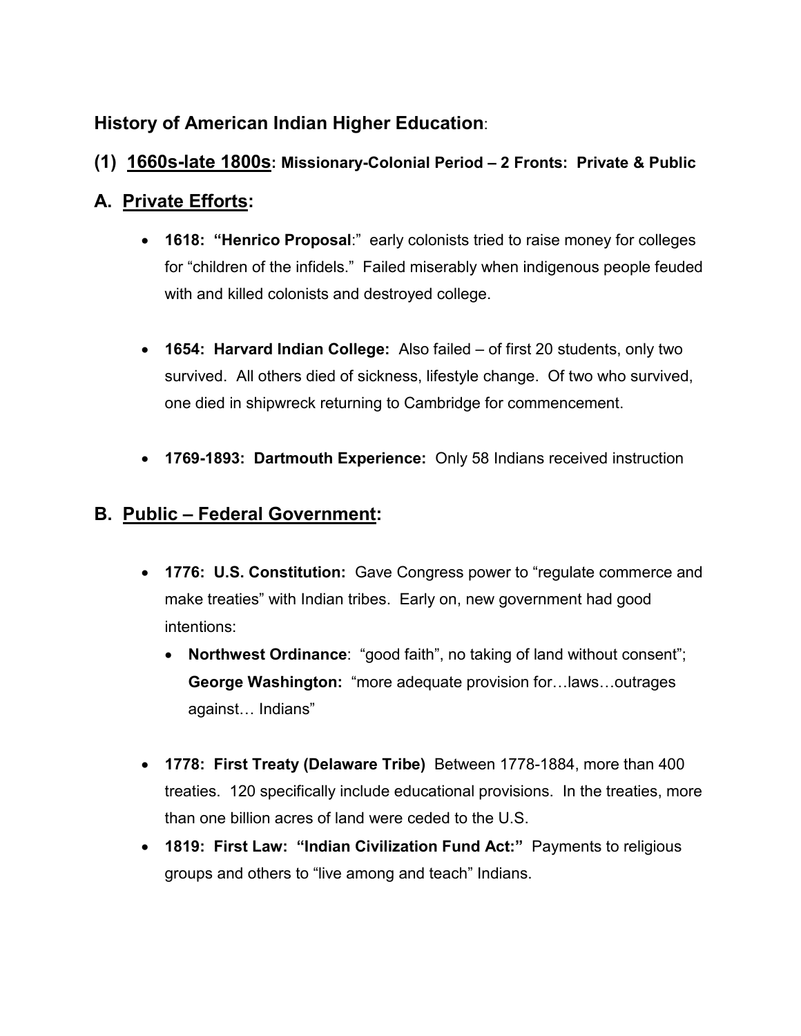## **History of American Indian Higher Education**:

### **(1) 1660s-late 1800s: Missionary-Colonial Period – 2 Fronts: Private & Public**

### **A. Private Efforts:**

- **1618: "Henrico Proposal**:" early colonists tried to raise money for colleges for "children of the infidels." Failed miserably when indigenous people feuded with and killed colonists and destroyed college.

- **1654: Harvard Indian College:** Also failed – of first 20 students, only two survived. All others died of sickness, lifestyle change. Of two who survived, one died in shipwreck returning to Cambridge for commencement.

- **1769-1893: Dartmouth Experience:** Only 58 Indians received instruction

### **B. Public – Federal Government:**

- **1776: U.S. Constitution:** Gave Congress power to "regulate commerce and make treaties" with Indian tribes. Early on, new government had good intentions:
  - **Northwest Ordinance**: "good faith", no taking of land without consent"; **George Washington:** "more adequate provision for…laws…outrages against… Indians"

- **1778: First Treaty (Delaware Tribe)** Between 1778-1884, more than 400 treaties. 120 specifically include educational provisions. In the treaties, more than one billion acres of land were ceded to the U.S.
- **1819: First Law: "Indian Civilization Fund Act:"** Payments to religious groups and others to "live among and teach" Indians.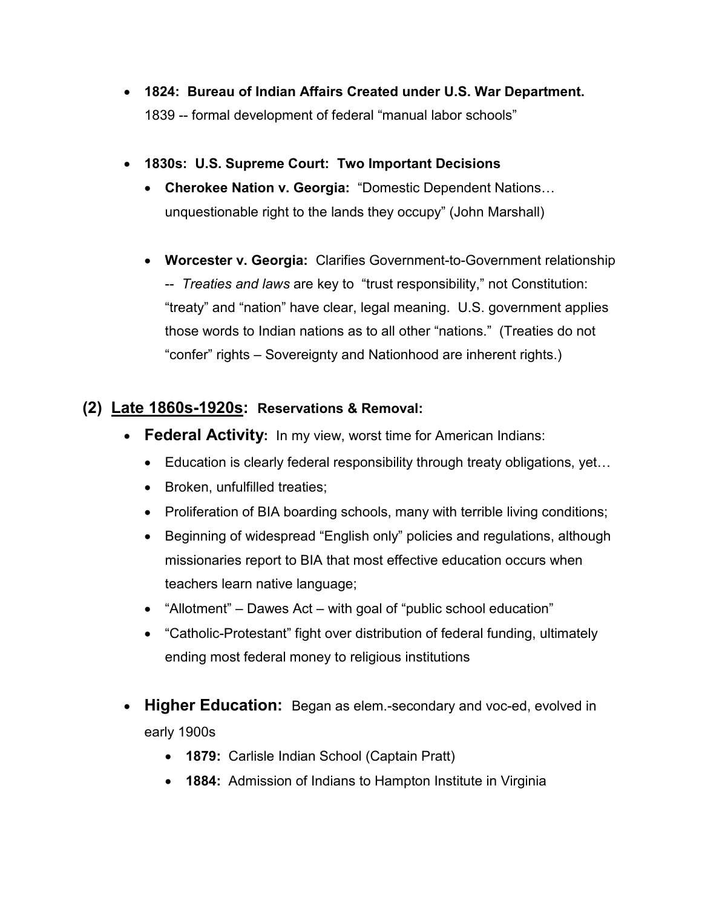- **1824: Bureau of Indian Affairs Created under U.S. War Department.**
  1839 -- formal development of federal "manual labor schools"

- **1830s: U.S. Supreme Court: Two Important Decisions**
  - **Cherokee Nation v. Georgia:** "Domestic Dependent Nations… unquestionable right to the lands they occupy" (John Marshall)

  - **Worcester v. Georgia:** Clarifies Government-to-Government relationship -- *Treaties and laws* are key to "trust responsibility," not Constitution: "treaty" and "nation" have clear, legal meaning. U.S. government applies those words to Indian nations as to all other "nations." (Treaties do not "confer" rights – Sovereignty and Nationhood are inherent rights.)

## (2) <u>Late 1860s-1920s</u>: Reservations & Removal:

- **Federal Activity:** In my view, worst time for American Indians:
  - Education is clearly federal responsibility through treaty obligations, yet…
  - Broken, unfulfilled treaties;
  - Proliferation of BIA boarding schools, many with terrible living conditions;
  - Beginning of widespread "English only" policies and regulations, although missionaries report to BIA that most effective education occurs when teachers learn native language;
  - "Allotment" – Dawes Act – with goal of "public school education"
  - "Catholic-Protestant" fight over distribution of federal funding, ultimately ending most federal money to religious institutions

- **Higher Education:** Began as elem.-secondary and voc-ed, evolved in early 1900s
  - **1879:** Carlisle Indian School (Captain Pratt)
  - **1884:** Admission of Indians to Hampton Institute in Virginia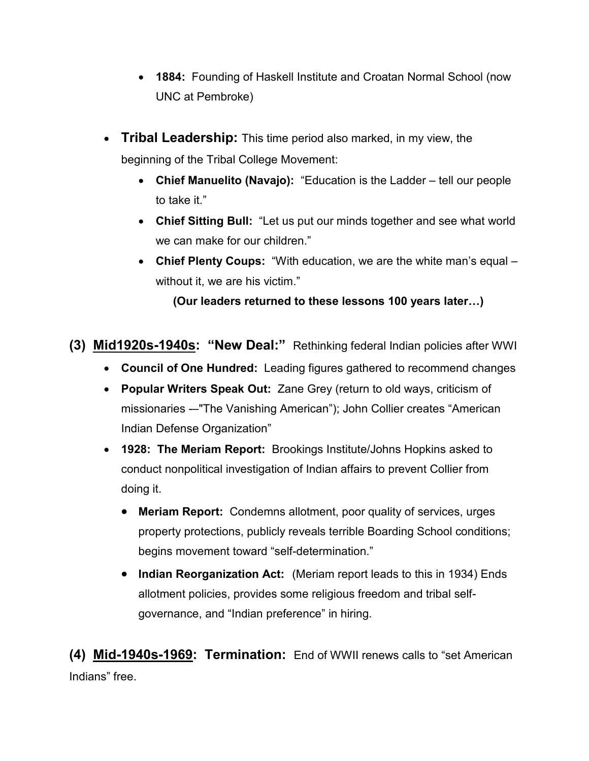- **1884:** Founding of Haskell Institute and Croatan Normal School (now UNC at Pembroke)

- **Tribal Leadership:** This time period also marked, in my view, the beginning of the Tribal College Movement:
  - **Chief Manuelito (Navajo):** "Education is the Ladder – tell our people to take it."
  - **Chief Sitting Bull:** "Let us put our minds together and see what world we can make for our children."
  - **Chief Plenty Coups:** "With education, we are the white man's equal – without it, we are his victim."

    **(Our leaders returned to these lessons 100 years later…)**

## (3) <u>Mid1920s-1940s</u>: "New Deal:" Rethinking federal Indian policies after WWI

- **Council of One Hundred:** Leading figures gathered to recommend changes
- **Popular Writers Speak Out:** Zane Grey (return to old ways, criticism of missionaries –"The Vanishing American"); John Collier creates "American Indian Defense Organization"
- **1928: The Meriam Report:** Brookings Institute/Johns Hopkins asked to conduct nonpolitical investigation of Indian affairs to prevent Collier from doing it.
  - **Meriam Report:** Condemns allotment, poor quality of services, urges property protections, publicly reveals terrible Boarding School conditions; begins movement toward "self-determination."
  - **Indian Reorganization Act:** (Meriam report leads to this in 1934) Ends allotment policies, provides some religious freedom and tribal self-governance, and "Indian preference" in hiring.

## (4) <u>Mid-1940s-1969</u>: Termination: End of WWII renews calls to "set American Indians" free.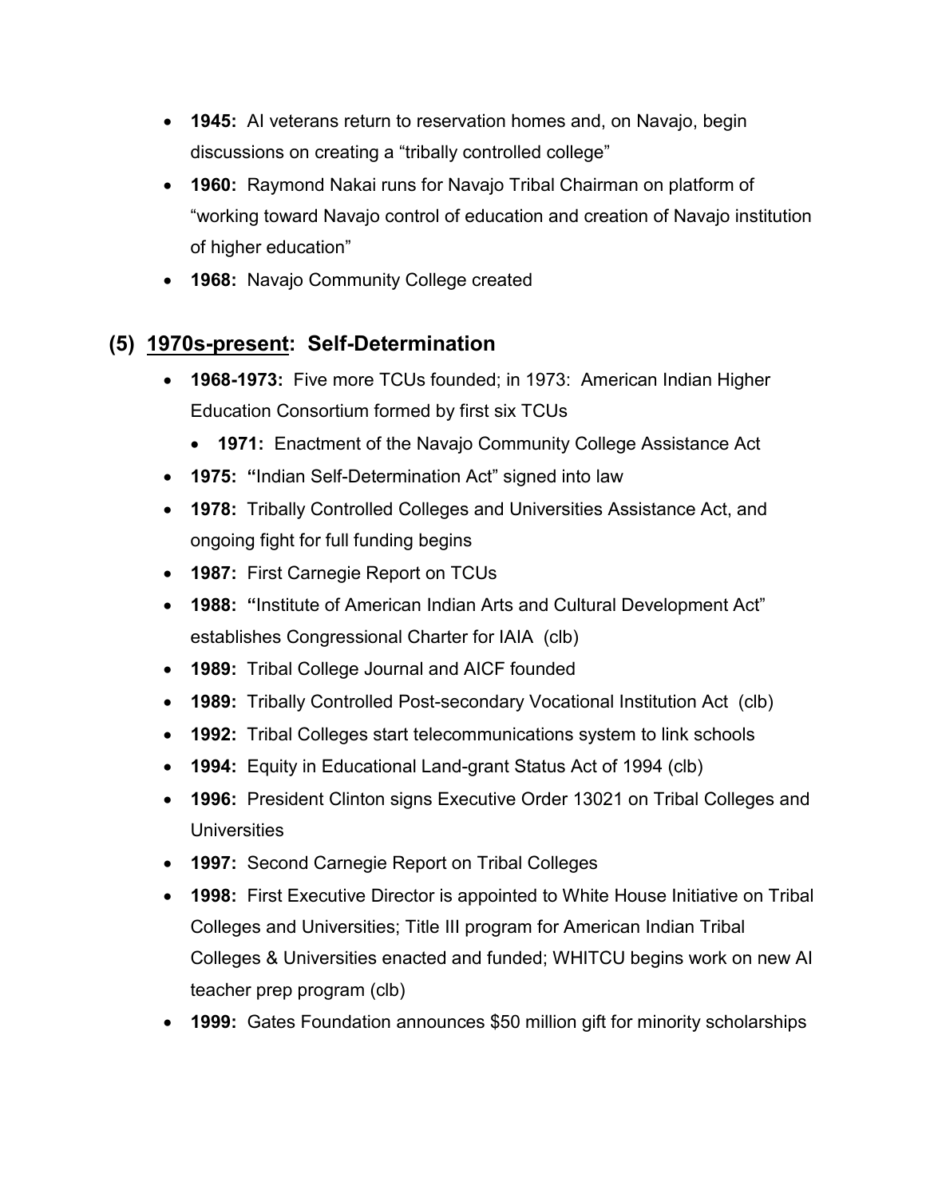- **1945:** AI veterans return to reservation homes and, on Navajo, begin discussions on creating a "tribally controlled college"
- **1960:** Raymond Nakai runs for Navajo Tribal Chairman on platform of "working toward Navajo control of education and creation of Navajo institution of higher education"
- **1968:** Navajo Community College created

## (5) 1970s-present: Self-Determination

- **1968-1973:** Five more TCUs founded; in 1973: American Indian Higher Education Consortium formed by first six TCUs
  - **1971:** Enactment of the Navajo Community College Assistance Act
- **1975: "**Indian Self-Determination Act" signed into law
- **1978:** Tribally Controlled Colleges and Universities Assistance Act, and ongoing fight for full funding begins
- **1987:** First Carnegie Report on TCUs
- **1988: "**Institute of American Indian Arts and Cultural Development Act" establishes Congressional Charter for IAIA (clb)
- **1989:** Tribal College Journal and AICF founded
- **1989:** Tribally Controlled Post-secondary Vocational Institution Act (clb)
- **1992:** Tribal Colleges start telecommunications system to link schools
- **1994:** Equity in Educational Land-grant Status Act of 1994 (clb)
- **1996:** President Clinton signs Executive Order 13021 on Tribal Colleges and Universities
- **1997:** Second Carnegie Report on Tribal Colleges
- **1998:** First Executive Director is appointed to White House Initiative on Tribal Colleges and Universities; Title III program for American Indian Tribal Colleges & Universities enacted and funded; WHITCU begins work on new AI teacher prep program (clb)
- **1999:** Gates Foundation announces $50 million gift for minority scholarships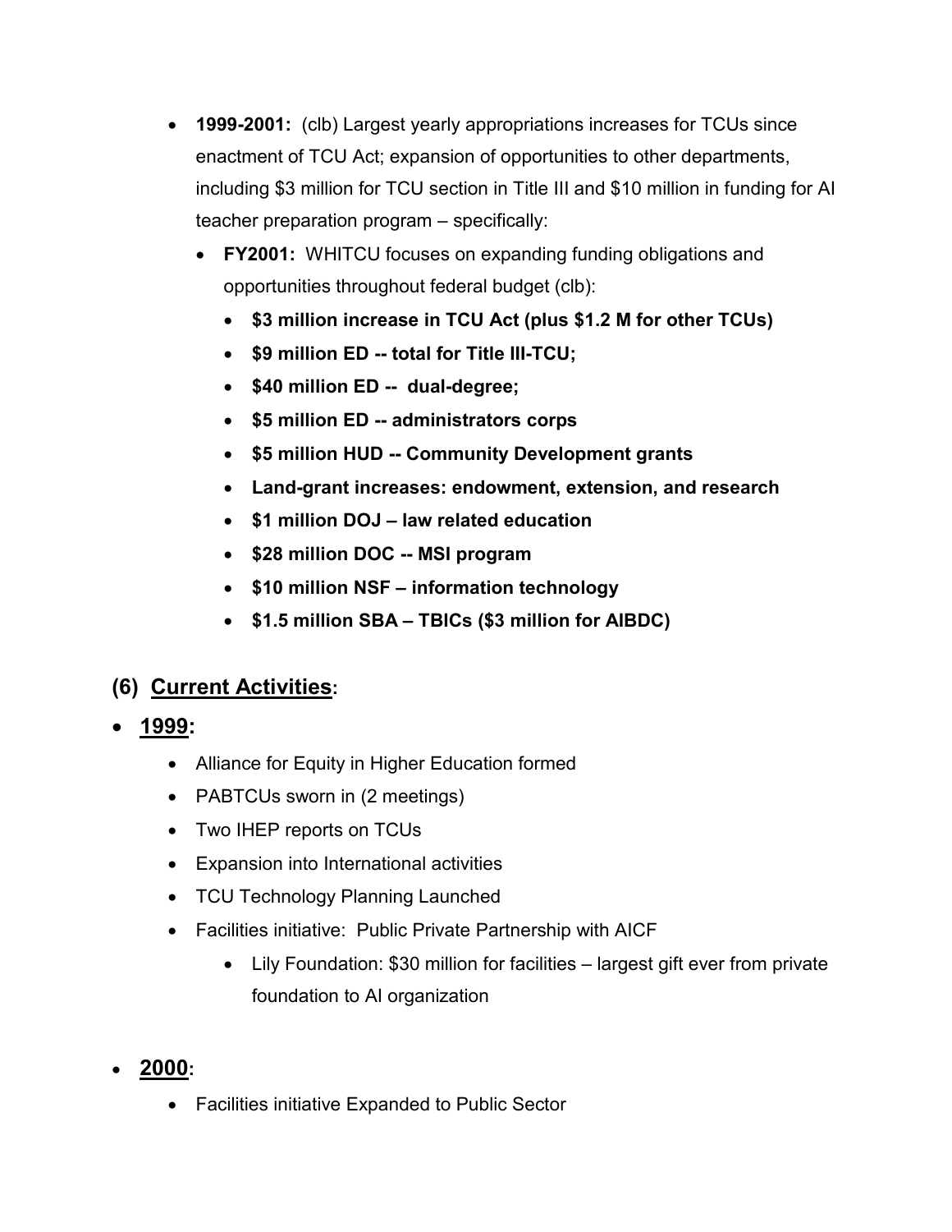- **1999-2001:** (clb) Largest yearly appropriations increases for TCUs since enactment of TCU Act; expansion of opportunities to other departments, including $3 million for TCU section in Title III and $10 million in funding for AI teacher preparation program – specifically:
  - **FY2001:** WHITCU focuses on expanding funding obligations and opportunities throughout federal budget (clb):
    - **$3 million increase in TCU Act (plus $1.2 M for other TCUs)**
    - **$9 million ED -- total for Title III-TCU;**
    - **$40 million ED -- dual-degree;**
    - **$5 million ED -- administrators corps**
    - **$5 million HUD -- Community Development grants**
    - **Land-grant increases: endowment, extension, and research**
    - **$1 million DOJ – law related education**
    - **$28 million DOC -- MSI program**
    - **$10 million NSF – information technology**
    - **$1.5 million SBA – TBICs ($3 million for AIBDC)**

## (6) <u>Current Activities</u>:

- **<u>1999</u>:**
  - Alliance for Equity in Higher Education formed
  - PABTCUs sworn in (2 meetings)
  - Two IHEP reports on TCUs
  - Expansion into International activities
  - TCU Technology Planning Launched
  - Facilities initiative: Public Private Partnership with AICF
    - Lily Foundation: $30 million for facilities – largest gift ever from private foundation to AI organization

- **<u>2000</u>:**
  - Facilities initiative Expanded to Public Sector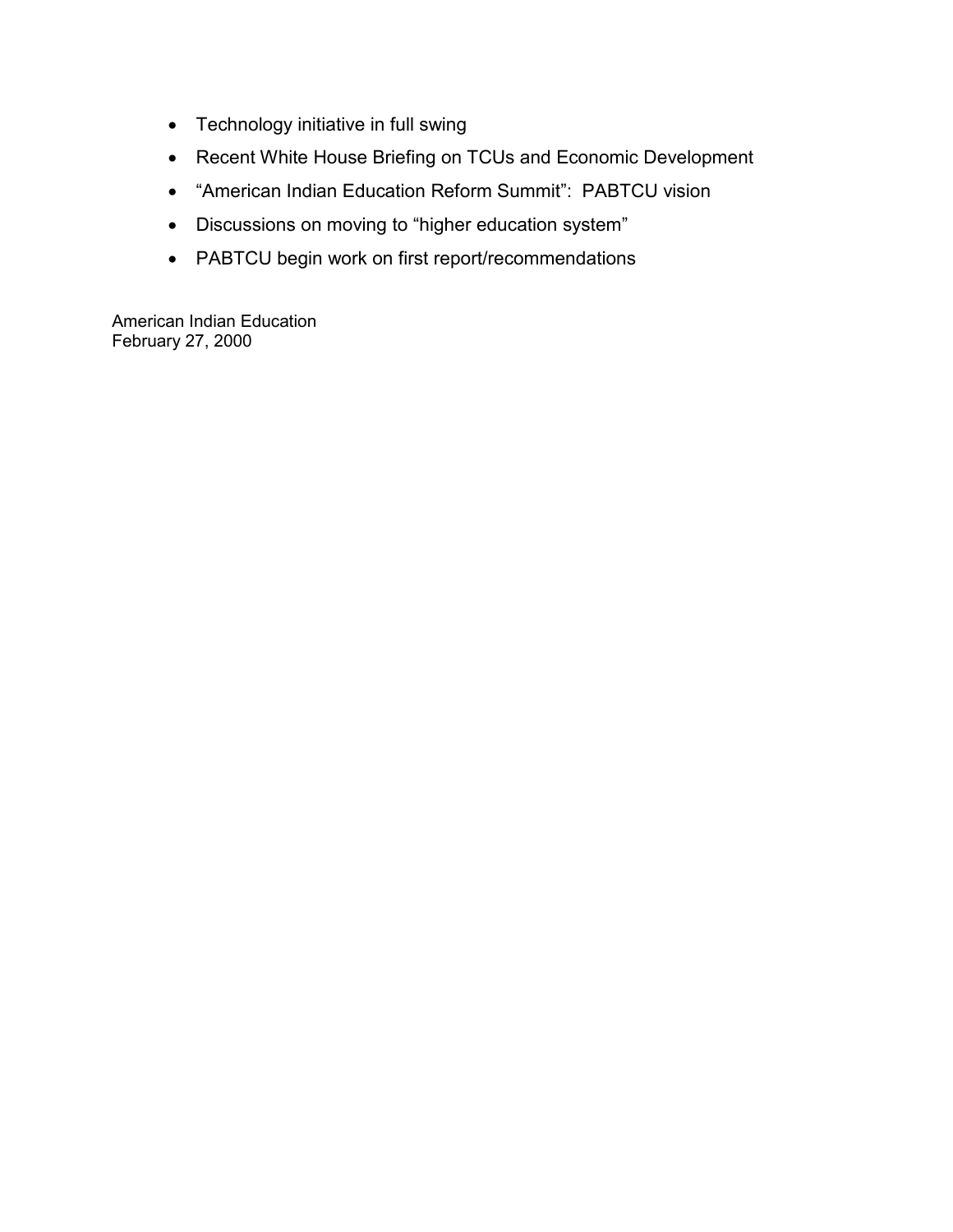- Technology initiative in full swing
- Recent White House Briefing on TCUs and Economic Development
- “American Indian Education Reform Summit”: PABTCU vision
- Discussions on moving to “higher education system”
- PABTCU begin work on first report/recommendations

American Indian Education
February 27, 2000